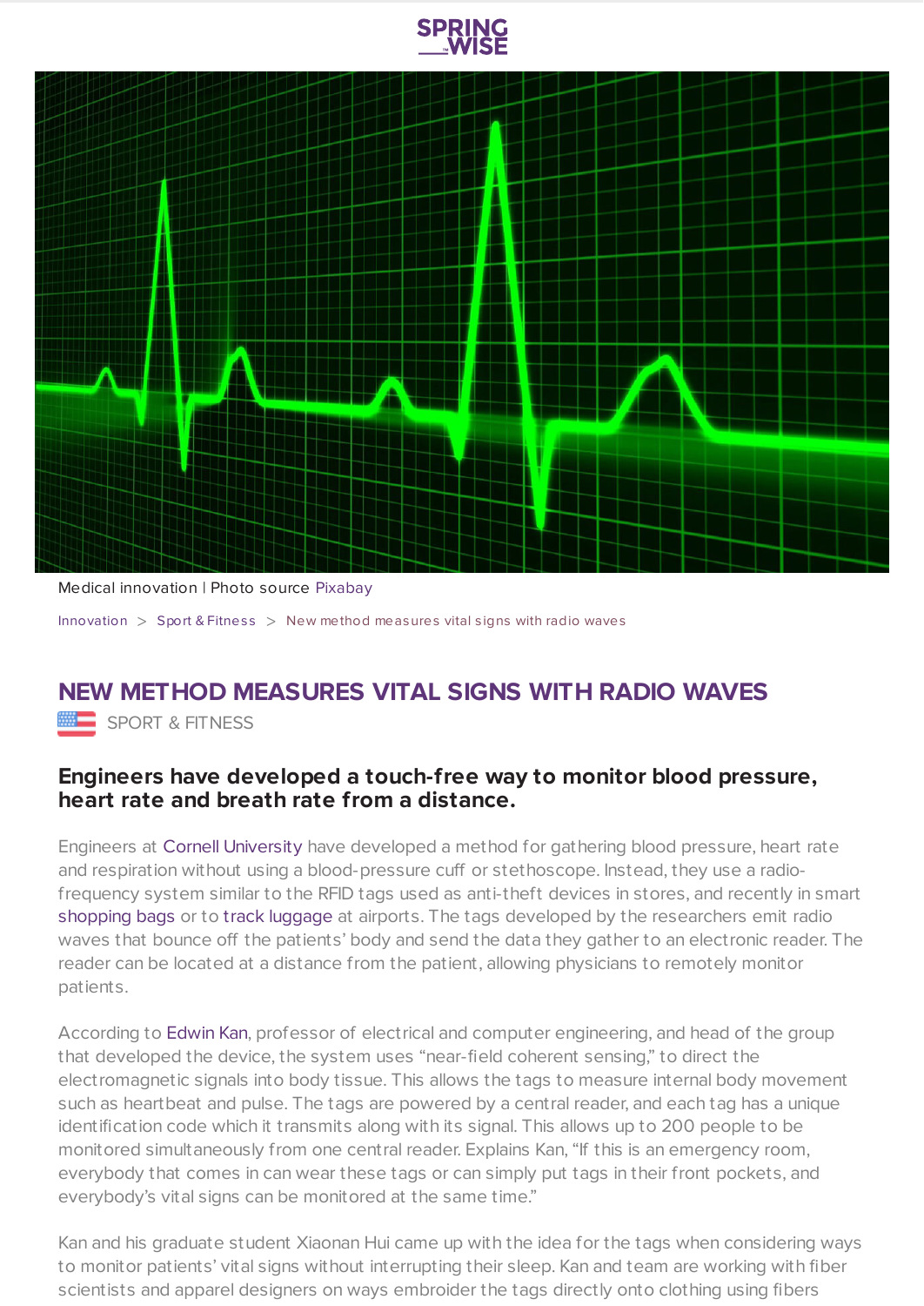SPRING WISE

Medical innovation | Photo source Pixabay

Innovation > Sport & Fitness > New method measures vital signs with radio waves

# NEW METHOD MEASURES VITAL SIGNS WITH RADIO WAVES

SPORT & FITNESS

## Engineers have developed a touch-free way to monitor blood pressure, heart rate and breath rate from a distance.

Engineers at Cornell University have developed a method for gathering blood pressure, heart rate and respiration without using a blood-pressure cuff or stethoscope. Instead, they use a radio-frequency system similar to the RFID tags used as anti-theft devices in stores, and recently in smart shopping bags or to track luggage at airports. The tags developed by the researchers emit radio waves that bounce off the patients' body and send the data they gather to an electronic reader. The reader can be located at a distance from the patient, allowing physicians to remotely monitor patients.

According to Edwin Kan, professor of electrical and computer engineering, and head of the group that developed the device, the system uses "near-field coherent sensing," to direct the electromagnetic signals into body tissue. This allows the tags to measure internal body movement such as heartbeat and pulse. The tags are powered by a central reader, and each tag has a unique identification code which it transmits along with its signal. This allows up to 200 people to be monitored simultaneously from one central reader. Explains Kan, "If this is an emergency room, everybody that comes in can wear these tags or can simply put tags in their front pockets, and everybody's vital signs can be monitored at the same time."

Kan and his graduate student Xiaonan Hui came up with the idea for the tags when considering ways to monitor patients' vital signs without interrupting their sleep. Kan and team are working with fiber scientists and apparel designers on ways embroider the tags directly onto clothing using fibers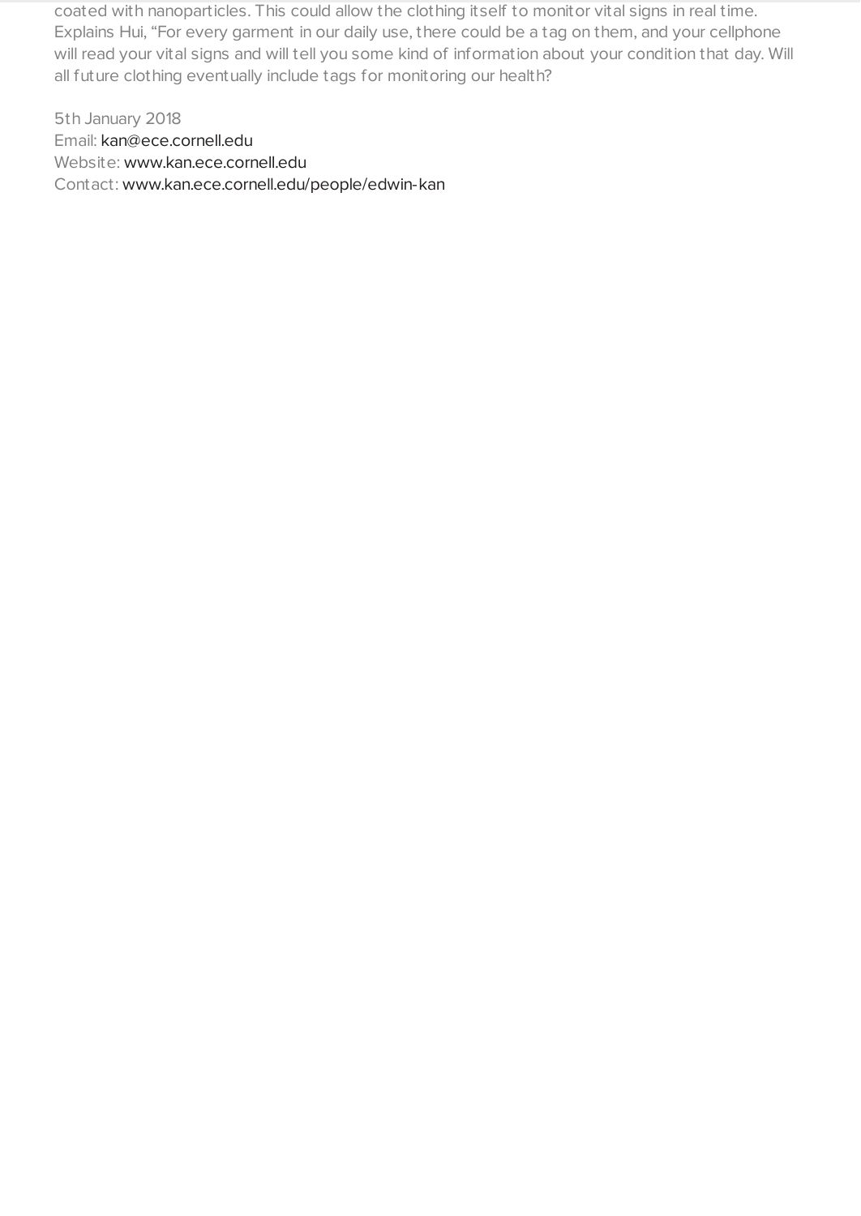coated with nanoparticles. This could allow the clothing itself to monitor vital signs in real time. Explains Hui, “For every garment in our daily use, there could be a tag on them, and your cellphone will read your vital signs and will tell you some kind of information about your condition that day. Will all future clothing eventually include tags for monitoring our health?

5th January 2018
Email: kan@ece.cornell.edu
Website: www.kan.ece.cornell.edu
Contact: www.kan.ece.cornell.edu/people/edwin-kan